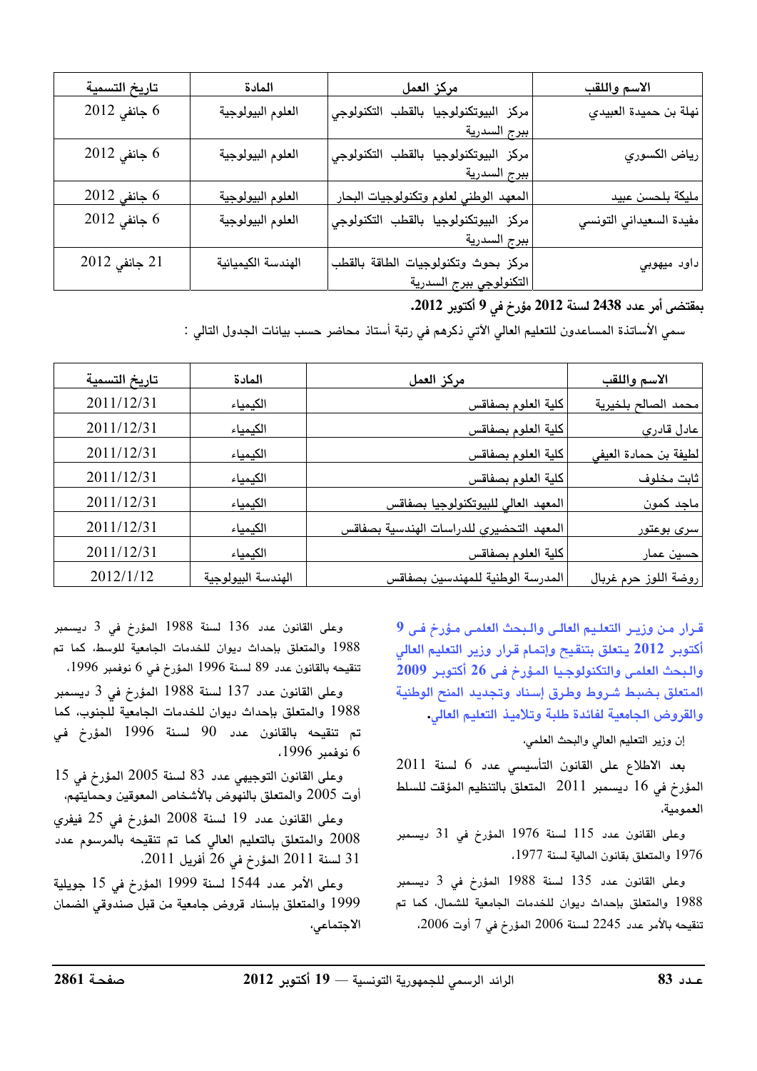| الاسم واللقب | مركز العمل | المادة | تاريخ التسمية |
|---|---|---|---|
| نهلة بن حميدة العبيدي | مركز البيوتكنولوجيا بالقطب التكنولوجي ببرج السدرية | العلوم البيولوجية | 6 جانفي 2012 |
| رياض الكسوري | مركز البيوتكنولوجيا بالقطب التكنولوجي ببرج السدرية | العلوم البيولوجية | 6 جانفي 2012 |
| مليكة بلحسن عبيد | المعهد الوطني لعلوم وتكنولوجيات البحار | العلوم البيولوجية | 6 جانفي 2012 |
| مفيدة السعيداني التونسي | مركز البيوتكنولوجيا بالقطب التكنولوجي ببرج السدرية | العلوم البيولوجية | 6 جانفي 2012 |
| داود ميهوبي | مركز بحوث وتكنولوجيات الطاقة بالقطب التكنولوجي ببرج السدرية | الهندسة الكيميائية | 21 جانفي 2012 |

**بمقتضى أمر عدد 2438 لسنة 2012 مؤرخ في 9 أكتوبر 2012.**

سمي الأساتذة المساعدون للتعليم العالي الآتي ذكرهم في رتبة أستاذ محاضر حسب بيانات الجدول التالي :

| الاسم واللقب | مركز العمل | المادة | تاريخ التسمية |
|---|---|---|---|
| محمد الصالح بلخيرية | كلية العلوم بصفاقس | الكيمياء | 2011/12/31 |
| عادل قادري | كلية العلوم بصفاقس | الكيمياء | 2011/12/31 |
| لطيفة بن حمادة العيفي | كلية العلوم بصفاقس | الكيمياء | 2011/12/31 |
| ثابت مخلوف | كلية العلوم بصفاقس | الكيمياء | 2011/12/31 |
| ماجد كمون | المعهد العالي للبيوتكنولوجيا بصفاقس | الكيمياء | 2011/12/31 |
| سرى بوعتور | المعهد التحضيري للدراسات الهندسية بصفاقس | الكيمياء | 2011/12/31 |
| حسين عمار | كلية العلوم بصفاقس | الكيمياء | 2011/12/31 |
| روضة اللوز حرم غربال | المدرسة الوطنية للمهندسين بصفاقس | الهندسة البيولوجية | 2012/1/12 |

## قرار من وزير التعليم العالي والبحث العلمي مؤرخ في 9 أكتوبر 2012 يتعلق بتنقيح وإتمام قرار وزير التعليم العالي والبحث العلمي والتكنولوجيا المؤرخ في 26 أكتوبر 2009 المتعلق بضبط شروط وطرق إسناد وتجديد المنح الوطنية والقروض الجامعية لفائدة طلبة وتلاميذ التعليم العالي.

إن وزير التعليم العالي والبحث العلمي،

بعد الاطلاع على القانون التأسيسي عدد 6 لسنة 2011 المؤرخ في 16 ديسمبر 2011 المتعلق بالتنظيم المؤقت للسلط العمومية،

وعلى القانون عدد 115 لسنة 1976 المؤرخ في 31 ديسمبر 1976 والمتعلق بقانون المالية لسنة 1977،

وعلى القانون عدد 135 لسنة 1988 المؤرخ في 3 ديسمبر 1988 والمتعلق بإحداث ديوان للخدمات الجامعية للشمال، كما تم تنقيحه بالأمر عدد 2245 لسنة 2006 المؤرخ في 7 أوت 2006،

وعلى القانون عدد 136 لسنة 1988 المؤرخ في 3 ديسمبر 1988 والمتعلق بإحداث ديوان للخدمات الجامعية للوسط، كما تم تنقيحه بالقانون عدد 89 لسنة 1996 المؤرخ في 6 نوفمبر 1996،

وعلى القانون عدد 137 لسنة 1988 المؤرخ في 3 ديسمبر 1988 والمتعلق بإحداث ديوان للخدمات الجامعية للجنوب، كما تم تنقيحه بالقانون عدد 90 لسنة 1996 المؤرخ في 6 نوفمبر 1996،

وعلى القانون التوجيهي عدد 83 لسنة 2005 المؤرخ في 15 أوت 2005 والمتعلق بالنهوض بالأشخاص المعوقين وحمايتهم،

وعلى القانون عدد 19 لسنة 2008 المؤرخ في 25 فيفري 2008 والمتعلق بالتعليم العالي كما تم تنقيحه بالمرسوم عدد 31 لسنة 2011 المؤرخ في 26 أفريل 2011،

وعلى الأمر عدد 1544 لسنة 1999 المؤرخ في 15 جويلية 1999 والمتعلق بإسناد قروض جامعية من قبل صندوقي الضمان الاجتماعي،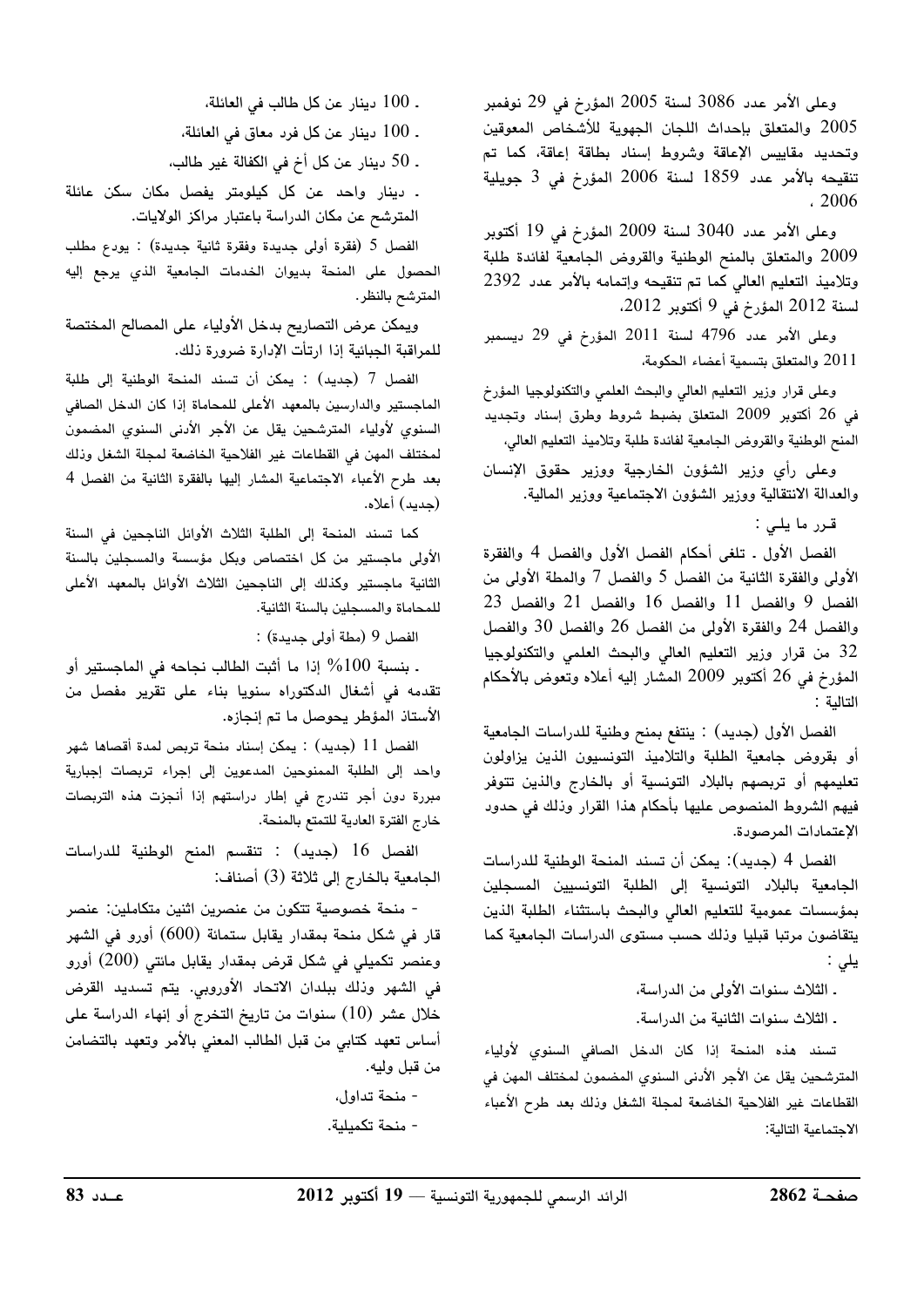وعلى الأمر عدد 3086 لسنة 2005 المؤرخ في 29 نوفمبر 2005 والمتعلق بإحداث اللجان الجهوية للأشخاص المعوقين وتحديد مقاييس الإعاقة وشروط إسناد بطاقة إعاقة، كما تم تنقيحه بالأمر عدد 1859 لسنة 2006 المؤرخ في 3 جويلية 2006 ،

وعلى الأمر عدد 3040 لسنة 2009 المؤرخ في 19 أكتوبر 2009 والمتعلق بالمنح الوطنية والقروض الجامعية لفائدة طلبة وتلاميذ التعليم العالي كما تم تنقيحه وإتمامه بالأمر عدد 2392 لسنة 2012 المؤرخ في 9 أكتوبر 2012،

وعلى الأمر عدد 4796 لسنة 2011 المؤرخ في 29 ديسمبر 2011 والمتعلق بتسمية أعضاء الحكومة،

وعلى قرار وزير التعليم العالي والبحث العلمي والتكنولوجيا المؤرخ في 26 أكتوبر 2009 المتعلق بضبط شروط وطرق إسناد وتجديد المنح الوطنية والقروض الجامعية لفائدة طلبة وتلاميذ التعليم العالي،

وعلى رأي وزير الشؤون الخارجية ووزير حقوق الإنسان والعدالة الانتقالية ووزير الشؤون الاجتماعية ووزير المالية.

قرر ما يلي :

الفصل الأول ـ تلغى أحكام الفصل الأول والفصل 4 والفقرة الأولى والفقرة الثانية من الفصل 5 والفصل 7 والمطة الأولى من الفصل 9 والفصل 11 والفصل 16 والفصل 21 والفصل 23 والفصل 24 والفقرة الأولى من الفصل 26 والفصل 30 والفصل 32 من قرار وزير التعليم العالي والبحث العلمي والتكنولوجيا المؤرخ في 26 أكتوبر 2009 المشار إليه أعلاه وتعوض بالأحكام التالية :

الفصل الأول (جديد) : ينتفع بمنح وطنية للدراسات الجامعية أو بقروض جامعية الطلبة والتلاميذ التونسيون الذين يزاولون تعليمهم أو تربصهم بالبلاد التونسية أو بالخارج والذين تتوفر فيهم الشروط المنصوص عليها بأحكام هذا القرار وذلك في حدود الإعتمادات المرصودة.

الفصل 4 (جديد): يمكن أن تسند المنحة الوطنية للدراسات الجامعية بالبلاد التونسية إلى الطلبة التونسيين المسجلين بمؤسسات عمومية للتعليم العالي والبحث باستثناء الطلبة الذين يتقاضون مرتبا قبليا وذلك حسب مستوى الدراسات الجامعية كما يلي :

- الثلاث سنوات الأولى من الدراسة،
- الثلاث سنوات الثانية من الدراسة.

تسند هذه المنحة إذا كان الدخل الصافي السنوي لأولياء المترشحين يقل عن الأجر الأدنى السنوي المضمون لمختلف المهن في القطاعات غير الفلاحية الخاضعة لمجلة الشغل وذلك بعد طرح الأعباء الاجتماعية التالية:

- 100 دينار عن كل طالب في العائلة،
- 100 دينار عن كل فرد معاق في العائلة،
- 50 دينار عن كل أخ في الكفالة غير طالب،
- دينار واحد عن كل كيلومتر يفصل مكان سكن عائلة المترشح عن مكان الدراسة باعتبار مراكز الولايات.

الفصل 5 (فقرة أولى جديدة وفقرة ثانية جديدة) : يودع مطلب الحصول على المنحة بديوان الخدمات الجامعية الذي يرجع إليه المترشح بالنظر.

ويمكن عرض التصاريح بدخل الأولياء على المصالح المختصة للمراقبة الجبائية إذا ارتأت الإدارة ضرورة ذلك.

الفصل 7 (جديد) : يمكن أن تسند المنحة الوطنية إلى طلبة الماجستير والدارسين بالمعهد الأعلى للمحاماة إذا كان الدخل الصافي السنوي لأولياء المترشحين يقل عن الأجر الأدنى السنوي المضمون لمختلف المهن في القطاعات غير الفلاحية الخاضعة لمجلة الشغل وذلك بعد طرح الأعباء الاجتماعية المشار إليها بالفقرة الثانية من الفصل 4 (جديد) أعلاه.

كما تسند المنحة إلى الطلبة الثلاث الأوائل الناجحين في السنة الأولى ماجستير من كل اختصاص وبكل مؤسسة والمسجلين بالسنة الثانية ماجستير وكذلك إلى الناجحين الثلاث الأوائل بالمعهد الأعلى للمحاماة والمسجلين بالسنة الثانية.

الفصل 9 (مطة أولى جديدة) :

- بنسبة 100% إذا ما أثبت الطالب نجاحه في الماجستير أو تقدمه في أشغال الدكتوراه سنويا بناء على تقرير مفصل من الأستاذ المؤطر يحوصل ما تم إنجازه.

الفصل 11 (جديد) : يمكن إسناد منحة تربص لمدة أقصاها شهر واحد إلى الطلبة الممنوحين المدعوين إلى إجراء تربصات إجبارية مبررة دون أجر تندرج في إطار دراستهم إذا أنجزت هذه التربصات خارج الفترة العادية للتمتع بالمنحة.

الفصل 16 (جديد) : تنقسم المنح الوطنية للدراسات الجامعية بالخارج إلى ثلاثة (3) أصناف:

- منحة خصوصية تتكون من عنصرين اثنين متكاملين: عنصر قار في شكل منحة بمقدار يقابل ستمائة (600) أورو في الشهر وعنصر تكميلي في شكل قرض بمقدار يقابل مائتي (200) أورو في الشهر وذلك ببلدان الاتحاد الأوروبي. يتم تسديد القرض خلال عشر (10) سنوات من تاريخ التخرج أو إنهاء الدراسة على أساس تعهد كتابي من قبل الطالب المعني بالأمر وتعهد بالتضامن من قبل وليه.
- منحة تداول،
- منحة تكميلية.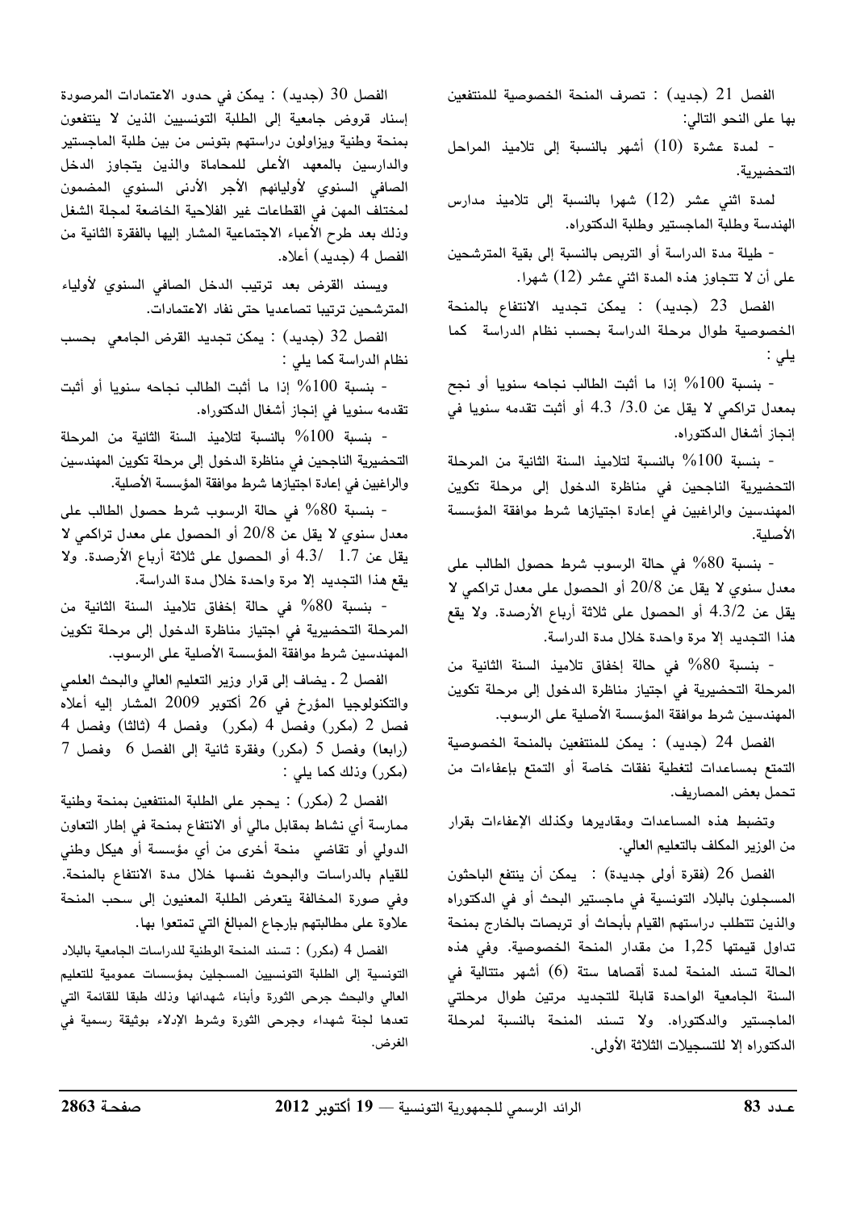الفصل 21 (جديد) : تصرف المنحة الخصوصية للمنتفعين بها على النحو التالي:

- لمدة عشرة (10) أشهر بالنسبة إلى تلاميذ المراحل التحضيرية.

لمدة اثني عشر (12) شهرا بالنسبة إلى تلاميذ مدارس الهندسة وطلبة الماجستير وطلبة الدكتوراه.

- طيلة مدة الدراسة أو التربص بالنسبة إلى بقية المترشحين على أن لا تتجاوز هذه المدة اثني عشر (12) شهرا.

الفصل 23 (جديد) : يمكن تجديد الانتفاع بالمنحة الخصوصية طوال مرحلة الدراسة بحسب نظام الدراسة كما يلي :

- بنسبة 100% إذا ما أثبت الطالب نجاحه سنويا أو نجح بمعدل تراكمي لا يقل عن 3.0/ 4.3 أو أثبت تقدمه سنويا في إنجاز أشغال الدكتوراه.

- بنسبة 100% بالنسبة لتلاميذ السنة الثانية من المرحلة التحضيرية الناجحين في مناظرة الدخول إلى مرحلة تكوين المهندسين والراغبين في إعادة اجتيازها شرط موافقة المؤسسة الأصلية.

- بنسبة 80% في حالة الرسوب شرط حصول الطالب على معدل سنوي لا يقل عن 20/8 أو الحصول على معدل تراكمي لا يقل عن 4.3/2 أو الحصول على ثلاثة أرباع الأرصدة. ولا يقع هذا التجديد إلا مرة واحدة خلال مدة الدراسة.

- بنسبة 80% في حالة إخفاق تلاميذ السنة الثانية من المرحلة التحضيرية في اجتياز مناظرة الدخول إلى مرحلة تكوين المهندسين شرط موافقة المؤسسة الأصلية على الرسوب.

الفصل 24 (جديد) : يمكن للمنتفعين بالمنحة الخصوصية التمتع بمساعدات لتغطية نفقات خاصة أو التمتع بإعفاءات من تحمل بعض المصاريف.

وتضبط هذه المساعدات ومقاديرها وكذلك الإعفاءات بقرار من الوزير المكلف بالتعليم العالي.

الفصل 26 (فقرة أولى جديدة) : يمكن أن ينتفع الباحثون المسجلون بالبلاد التونسية في ماجستير البحث أو في الدكتوراه والذين تتطلب دراستهم القيام بأبحاث أو تربصات بالخارج بمنحة تداول قيمتها 1,25 من مقدار المنحة الخصوصية. وفي هذه الحالة تسند المنحة لمدة أقصاها ستة (6) أشهر متتالية في السنة الجامعية الواحدة قابلة للتجديد مرتين طوال مرحلتي الماجستير والدكتوراه. ولا تسند المنحة بالنسبة لمرحلة الدكتوراه إلا للتسجيلات الثلاثة الأولى.

الفصل 30 (جديد) : يمكن في حدود الاعتمادات المرصودة إسناد قروض جامعية إلى الطلبة التونسيين الذين لا ينتفعون بمنحة وطنية ويزاولون دراستهم بتونس من بين طلبة الماجستير والدارسين بالمعهد الأعلى للمحاماة والذين يتجاوز الدخل الصافي السنوي لأوليائهم الأجر الأدنى السنوي المضمون لمختلف المهن في القطاعات غير الفلاحية الخاضعة لمجلة الشغل وذلك بعد طرح الأعباء الاجتماعية المشار إليها بالفقرة الثانية من الفصل 4 (جديد) أعلاه.

ويسند القرض بعد ترتيب الدخل الصافي السنوي لأولياء المترشحين ترتيبا تصاعديا حتى نفاد الاعتمادات.

الفصل 32 (جديد) : يمكن تجديد القرض الجامعي بحسب نظام الدراسة كما يلي :

- بنسبة 100% إذا ما أثبت الطالب نجاحه سنويا أو أثبت تقدمه سنويا في إنجاز أشغال الدكتوراه.

- بنسبة 100% بالنسبة لتلاميذ السنة الثانية من المرحلة التحضيرية الناجحين في مناظرة الدخول إلى مرحلة تكوين المهندسين والراغبين في إعادة اجتيازها شرط موافقة المؤسسة الأصلية.

- بنسبة 80% في حالة الرسوب شرط حصول الطالب على معدل سنوي لا يقل عن 20/8 أو الحصول على معدل تراكمي لا يقل عن 1.7 /4.3 أو الحصول على ثلاثة أرباع الأرصدة. ولا يقع هذا التجديد إلا مرة واحدة خلال مدة الدراسة.

- بنسبة 80% في حالة إخفاق تلاميذ السنة الثانية من المرحلة التحضيرية في اجتياز مناظرة الدخول إلى مرحلة تكوين المهندسين شرط موافقة المؤسسة الأصلية على الرسوب.

الفصل 2 ـ يضاف إلى قرار وزير التعليم العالي والبحث العلمي والتكنولوجيا المؤرخ في 26 أكتوبر 2009 المشار إليه أعلاه فصل 2 (مكرر) وفصل 4 (مكرر) وفصل 4 (ثالثا) وفصل 4 (رابعا) وفصل 5 (مكرر) وفقرة ثانية إلى الفصل 6 وفصل 7 (مكرر) وذلك كما يلي :

الفصل 2 (مكرر) : يحجر على الطلبة المنتفعين بمنحة وطنية ممارسة أي نشاط بمقابل مالي أو الانتفاع بمنحة في إطار التعاون الدولي أو تقاضي منحة أخرى من أي مؤسسة أو هيكل وطني للقيام بالدراسات والبحوث نفسها خلال مدة الانتفاع بالمنحة. وفي صورة المخالفة يتعرض الطلبة المعنيون إلى سحب المنحة علاوة على مطالبتهم بإرجاع المبالغ التي تمتعوا بها.

الفصل 4 (مكرر) : تسند المنحة الوطنية للدراسات الجامعية بالبلاد التونسية إلى الطلبة التونسيين المسجلين بمؤسسات عمومية للتعليم العالي والبحث جرحى الثورة وأبناء شهدائها وذلك طبقا للقائمة التي تعدها لجنة شهداء وجرحى الثورة وشرط الإدلاء بوثيقة رسمية في الغرض.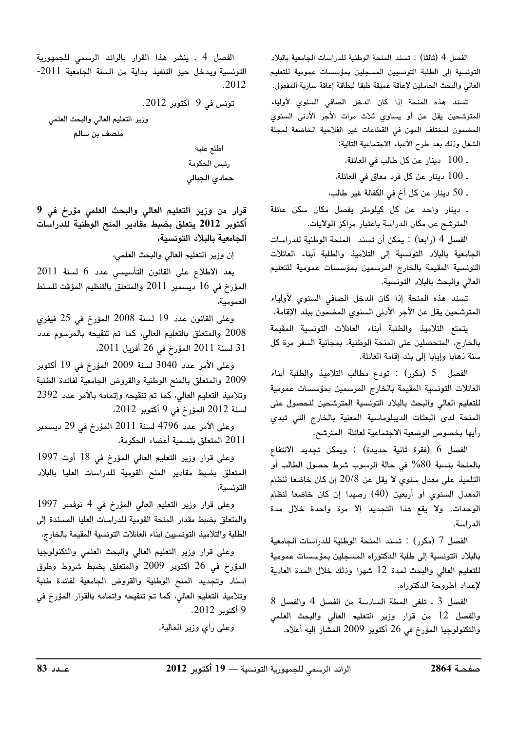الفصل 4 (ثالثا) : تسند المنحة الوطنية للدراسات الجامعية بالبلاد التونسية إلى الطلبة التونسيين المسجلين بمؤسسات عمومية للتعليم العالي والبحث الحاملين لإعاقة عميقة طبقا لبطاقة إعاقة سارية المفعول.

تسند هذه المنحة إذا كان الدخل الصافي السنوي لأولياء المترشحين يقل عن أو يساوي ثلاث مرات الأجر الأدنى السنوي المضمون لمختلف المهن في القطاعات غير الفلاحية الخاضعة لمجلة الشغل وذلك بعد طرح الأعباء الاجتماعية التالية:

- 100 دينار عن كل طالب في العائلة،
- 100 دينار عن كل فرد معاق في العائلة،
- 50 دينار عن كل أخ في الكفالة غير طالب،
- دينار واحد عن كل كيلومتر يفصل مكان سكن عائلة المترشح عن مكان الدراسة باعتبار مراكز الولايات.

الفصل 4 (رابعا) : يمكن أن تسند المنحة الوطنية للدراسات الجامعية بالبلاد التونسية إلى التلاميذ والطلبة أبناء العائلات التونسية المقيمة بالخارج المرسمين بمؤسسات عمومية للتعليم العالي والبحث بالبلاد التونسية.

تسند هذه المنحة إذا كان الدخل الصافي السنوي لأولياء المترشحين يقل عن الأجر الأدنى السنوي المضمون ببلد الإقامة.

يتمتع التلاميذ والطلبة أبناء العائلات التونسية المقيمة بالخارج، المتحصلين على المنحة الوطنية، بمجانية السفر مرة كل سنة ذهابا وإيابا إلى بلد إقامة العائلة.

الفصل 5 (مكرر) : تودع مطالب التلاميذ والطلبة أبناء العائلات التونسية المقيمة بالخارج المرسمين بمؤسسات عمومية للتعليم العالي والبحث بالبلاد التونسية المترشحين للحصول على المنحة لدى البعثات الديبلوماسية المعنية بالخارج التي تبدي رأيها بخصوص الوضعية الاجتماعية لعائلة المترشح.

الفصل 6 (فقرة ثانية جديدة) : ويمكن تجديد الانتفاع بالمنحة بنسبة 80% في حالة الرسوب شرط حصول الطالب أو التلميذ على معدل سنوي لا يقل عن 20/8 إن كان خاضعا لنظام المعدل السنوي أو أربعين (40) رصيدا إن كان خاضعا لنظام الوحدات. ولا يقع هذا التجديد إلا مرة واحدة خلال مدة الدراسة.

الفصل 7 (مكرر) : تسند المنحة الوطنية للدراسات الجامعية بالبلاد التونسية إلى طلبة الدكتوراه المسجلين بمؤسسات عمومية للتعليم العالي والبحث لمدة 12 شهرا وذلك خلال المدة العادية لإعداد أطروحة الدكتوراه.

الفصل 3 ـ تلغى المطة السادسة من الفصل 4 والفصل 8 والفصل 12 من قرار وزير التعليم العالي والبحث العلمي والتكنولوجيا المؤرخ في 26 أكتوبر 2009 المشار إليه أعلاه.

الفصل 4 ـ ينشر هذا القرار بالرائد الرسمي للجمهورية التونسية ويدخل حيز التنفيذ بداية من السنة الجامعية 2011-2012.

تونس في 9 أكتوبر 2012.

وزير التعليم العالي والبحث العلمي

**منصف بن سالم**

اطلع عليه

رئيس الحكومة

**حمادي الجبالي**

**قرار من وزير التعليم العالي والبحث العلمي مؤرخ في 9 أكتوبر 2012 يتعلق بضبط مقادير المنح الوطنية للدراسات الجامعية بالبلاد التونسية.**

إن وزير التعليم العالي والبحث العلمي،

بعد الاطلاع على القانون التأسيسي عدد 6 لسنة 2011 المؤرخ في 16 ديسمبر 2011 والمتعلق بالتنظيم المؤقت للسلط العمومية،

وعلى القانون عدد 19 لسنة 2008 المؤرخ في 25 فيفري 2008 والمتعلق بالتعليم العالي، كما تم تنقيحه بالمرسوم عدد 31 لسنة 2011 المؤرخ في 26 أفريل 2011،

وعلى الأمر عدد 3040 لسنة 2009 المؤرخ في 19 أكتوبر 2009 والمتعلق بالمنح الوطنية والقروض الجامعية لفائدة الطلبة وتلاميذ التعليم العالي، كما تم تنقيحه وإتمامه بالأمر عدد 2392 لسنة 2012 المؤرخ في 9 أكتوبر 2012،

وعلى الأمر عدد 4796 لسنة 2011 المؤرخ في 29 ديسمبر 2011 المتعلق بتسمية أعضاء الحكومة،

وعلى قرار وزير التعليم العالي المؤرخ في 18 أوت 1997 المتعلق بضبط مقادير المنح القومية للدراسات العليا بالبلاد التونسية،

وعلى قرار وزير التعليم العالي المؤرخ في 4 نوفمبر 1997 والمتعلق بضبط مقدار المنحة القومية للدراسات العليا المسندة إلى الطلبة والتلاميذ التونسيين أبناء العائلات التونسية المقيمة بالخارج،

وعلى قرار وزير التعليم العالي والبحث العلمي والتكنولوجيا المؤرخ في 26 أكتوبر 2009 والمتعلق بضبط شروط وطرق إسناد وتجديد المنح الوطنية والقروض الجامعية لفائدة طلبة وتلاميذ التعليم العالي، كما تم تنقيحه وإتمامه بالقرار المؤرخ في 9 أكتوبر 2012.

وعلى رأي وزير المالية.